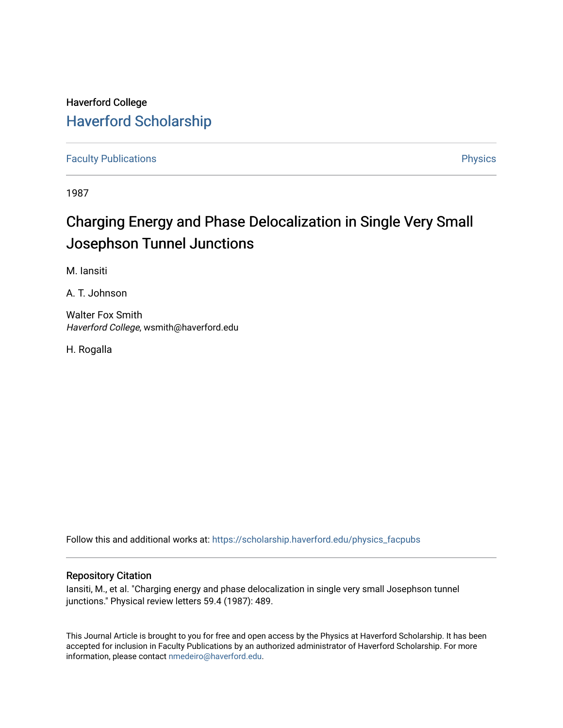Haverford College

# Haverford Scholarship

Faculty Publications

Physics

1987

# Charging Energy and Phase Delocalization in Single Very Small Josephson Tunnel Junctions

M. Iansiti

A. T. Johnson

Walter Fox Smith
*Haverford College*, wsmith@haverford.edu

H. Rogalla

Follow this and additional works at: https://scholarship.haverford.edu/physics_facpubs

## Repository Citation

Iansiti, M., et al. "Charging energy and phase delocalization in single very small Josephson tunnel junctions." Physical review letters 59.4 (1987): 489.

This Journal Article is brought to you for free and open access by the Physics at Haverford Scholarship. It has been accepted for inclusion in Faculty Publications by an authorized administrator of Haverford Scholarship. For more information, please contact nmedeiro@haverford.edu.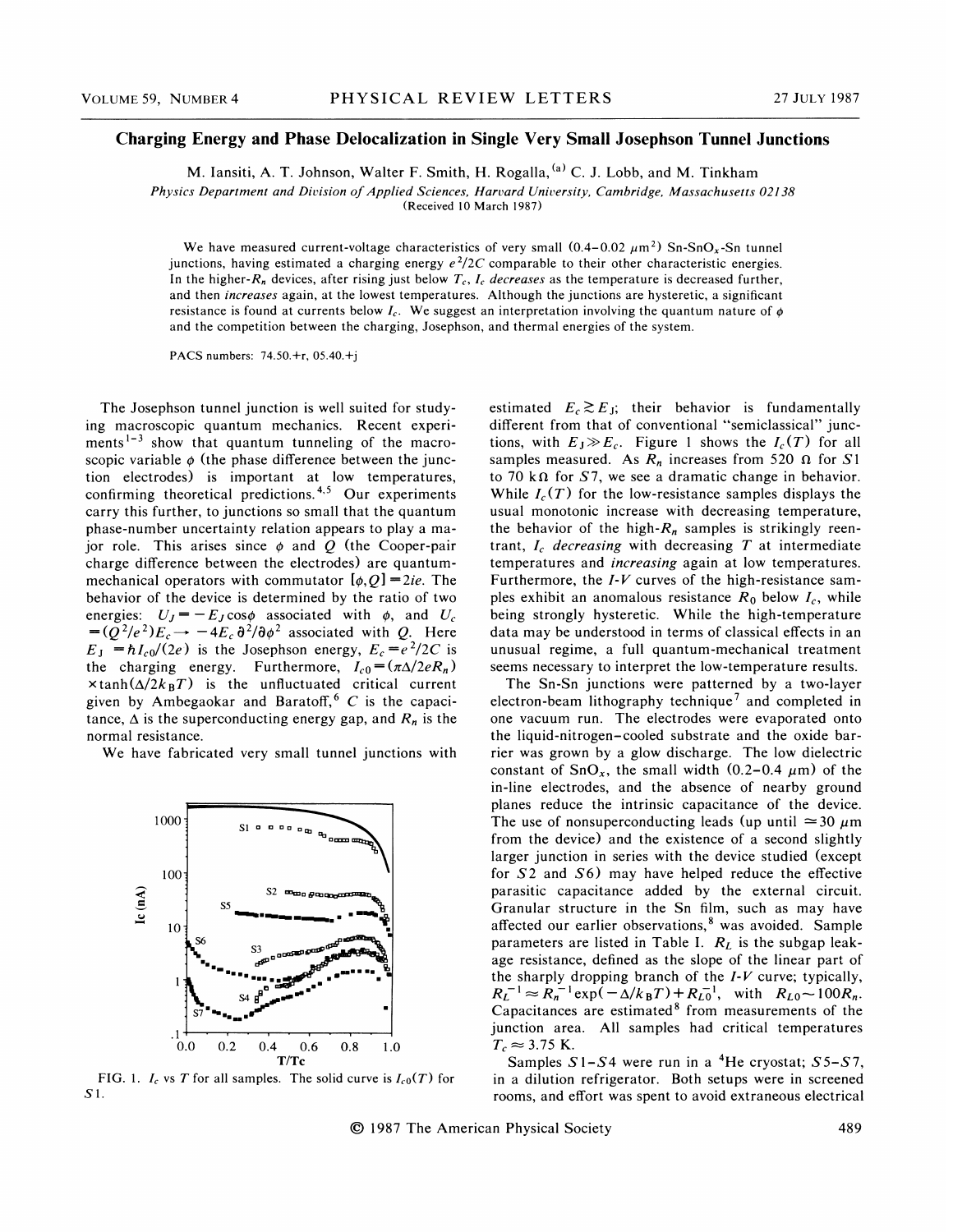# Charging Energy and Phase Delocalization in Single Very Small Josephson Tunnel Junctions

M. Iansiti, A. T. Johnson, Walter F. Smith, H. Rogalla,[a] C. J. Lobb, and M. Tinkham

*Physics Department and Division of Applied Sciences, Harvard University, Cambridge, Massachusetts 02138*

(Received 10 March 1987)

We have measured current-voltage characteristics of very small (0.4–0.02 $\mu$m$^2$) Sn-SnO$_x$-Sn tunnel junctions, having estimated a charging energy $e^2/2C$ comparable to their other characteristic energies. In the higher-$R_n$ devices, after rising just below $T_c$, $I_c$ *decreases* as the temperature is decreased further, and then *increases* again, at the lowest temperatures. Although the junctions are hysteretic, a significant resistance is found at currents below $I_c$. We suggest an interpretation involving the quantum nature of $\phi$ and the competition between the charging, Josephson, and thermal energies of the system.

PACS numbers: 74.50.+r, 05.40.+j

The Josephson tunnel junction is well suited for studying macroscopic quantum mechanics. Recent experiments[1-3] show that quantum tunneling of the macroscopic variable $\phi$ (the phase difference between the junction electrodes) is important at low temperatures, confirming theoretical predictions.[4,5] Our experiments carry this further, to junctions so small that the quantum phase-number uncertainty relation appears to play a major role. This arises since $\phi$ and $Q$ (the Cooper-pair charge difference between the electrodes) are quantum-mechanical operators with commutator $[\phi,Q]=2ie$. The behavior of the device is determined by the ratio of two energies: $U_J=-E_J\cos\phi$ associated with $\phi$, and $U_c=(Q^2/e^2)E_c\rightarrow -4E_c\,\partial^2/\partial\phi^2$ associated with $Q$. Here $E_J=\hbar I_{c0}/(2e)$ is the Josephson energy, $E_c=e^2/2C$ is the charging energy. Furthermore, $I_{c0}=(\pi\Delta/2eR_n)\times\tanh(\Delta/2k_BT)$ is the unfluctuated critical current given by Ambegaokar and Baratoff,[6] $C$ is the capacitance, $\Delta$ is the superconducting energy gap, and $R_n$ is the normal resistance.

We have fabricated very small tunnel junctions with estimated $E_c\gtrsim E_J$; their behavior is fundamentally different from that of conventional "semiclassical" junctions, with $E_J\gg E_c$. Figure 1 shows the $I_c(T)$ for all samples measured. As $R_n$ increases from 520 $\Omega$ for $S1$ to 70 k$\Omega$ for $S7$, we see a dramatic change in behavior. While $I_c(T)$ for the low-resistance samples displays the usual monotonic increase with decreasing temperature, the behavior of the high-$R_n$ samples is strikingly reentrant, $I_c$ *decreasing* with decreasing $T$ at intermediate temperatures and *increasing* again at low temperatures. Furthermore, the $I$-$V$ curves of the high-resistance samples exhibit an anomalous resistance $R_0$ below $I_c$, while being strongly hysteretic. While the high-temperature data may be understood in terms of classical effects in an unusual regime, a full quantum-mechanical treatment seems necessary to interpret the low-temperature results.

FIG. 1. $I_c$ vs $T$ for all samples. The solid curve is $I_{c0}(T)$ for $S1$.

The Sn-Sn junctions were patterned by a two-layer electron-beam lithography technique[7] and completed in one vacuum run. The electrodes were evaporated onto the liquid-nitrogen–cooled substrate and the oxide barrier was grown by a glow discharge. The low dielectric constant of SnO$_x$, the small width (0.2–0.4 $\mu$m) of the in-line electrodes, and the absence of nearby ground planes reduce the intrinsic capacitance of the device. The use of nonsuperconducting leads (up until $\simeq 30$ $\mu$m from the device) and the existence of a second slightly larger junction in series with the device studied (except for $S2$ and $S6$) may have helped reduce the effective parasitic capacitance added by the external circuit. Granular structure in the Sn film, such as may have affected our earlier observations,[8] was avoided. Sample parameters are listed in Table I. $R_L$ is the subgap leakage resistance, defined as the slope of the linear part of the sharply dropping branch of the $I$-$V$ curve; typically, $R_L^{-1}\approx R_n^{-1}\exp(-\Delta/k_BT)+R_{L0}^{-1}$, with $R_{L0}\sim 100R_n$. Capacitances are estimated[8] from measurements of the junction area. All samples had critical temperatures $T_c\approx 3.75$ K.

Samples $S1$–$S4$ were run in a $^4$He cryostat; $S5$–$S7$, in a dilution refrigerator. Both setups were in screened rooms, and effort was spent to avoid extraneous electrical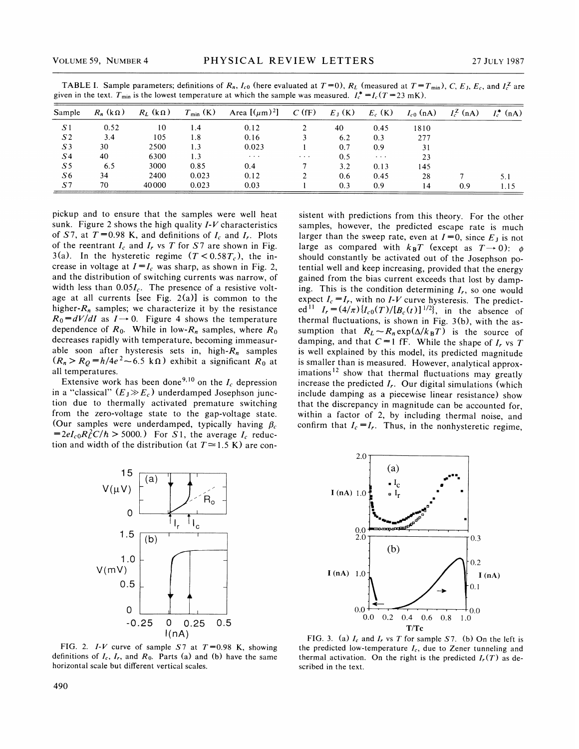TABLE I. Sample parameters; definitions of $R_n$, $I_{c0}$ (here evaluated at $T=0$), $R_L$ (measured at $T=T_{\min}$), $C$, $E_J$, $E_c$, and $I_c^Z$ are given in the text. $T_{\min}$ is the lowest temperature at which the sample was measured. $I_c^* = I_c(T=23\text{ mK})$.

| Sample | $R_n$ (kΩ) | $R_L$ (kΩ) | $T_{\min}$ (K) | Area [(μm)$^2$] | $C$ (fF) | $E_J$ (K) | $E_c$ (K) | $I_{c0}$ (nA) | $I_c^Z$ (nA) | $I_c^*$ (nA) |
|---|---|---|---|---|---|---|---|---|---|---|
| S1 | 0.52 | 10 | 1.4 | 0.12 | 2 | 40 | 0.45 | 1810 | | |
| S2 | 3.4 | 105 | 1.8 | 0.16 | 3 | 6.2 | 0.3 | 277 | | |
| S3 | 30 | 2500 | 1.3 | 0.023 | 1 | 0.7 | 0.9 | 31 | | |
| S4 | 40 | 6300 | 1.3 | ⋯ | ⋯ | 0.5 | ⋯ | 23 | | |
| S5 | 6.5 | 3000 | 0.85 | 0.4 | 7 | 3.2 | 0.13 | 145 | | |
| S6 | 34 | 2400 | 0.023 | 0.12 | 2 | 0.6 | 0.45 | 28 | 7 | 5.1 |
| S7 | 70 | 40000 | 0.023 | 0.03 | 1 | 0.3 | 0.9 | 14 | 0.9 | 1.15 |

pickup and to ensure that the samples were well heat sunk. Figure 2 shows the high quality $I$-$V$ characteristics of S7, at $T=0.98$ K, and definitions of $I_c$ and $I_r$. Plots of the reentrant $I_c$ and $I_r$ vs $T$ for S7 are shown in Fig. 3(a). In the hysteretic regime ($T<0.58T_c$), the increase in voltage at $I=I_c$ was sharp, as shown in Fig. 2, and the distribution of switching currents was narrow, of width less than $0.05I_c$. The presence of a resistive voltage at all currents [see Fig. 2(a)] is common to the higher-$R_n$ samples; we characterize it by the resistance $R_0=dV/dI$ as $I\to 0$. Figure 4 shows the temperature dependence of $R_0$. While in low-$R_n$ samples, where $R_0$ decreases rapidly with temperature, becoming immeasurable soon after hysteresis sets in, high-$R_n$ samples ($R_n>R_Q=h/4e^2\sim 6.5$ kΩ) exhibit a significant $R_0$ at all temperatures.

Extensive work has been done[9,10] on the $I_c$ depression in a "classical" ($E_J \gg E_c$) underdamped Josephson junction due to thermally activated premature switching from the zero-voltage state to the gap-voltage state. (Our samples were underdamped, typically having $\beta_c = 2eI_{c0}R_L^2C/\hbar > 5000$.) For S1, the average $I_c$ reduction and width of the distribution (at $T\simeq 1.5$ K) are consistent with predictions from this theory. For the other samples, however, the predicted escape rate is much larger than the sweep rate, even at $I=0$, since $E_J$ is not large as compared with $k_BT$ (except as $T\to 0$): $\phi$ should constantly be activated out of the Josephson potential well and keep increasing, provided that the energy gained from the bias current exceeds that lost by damping. This is the condition determining $I_r$, so one would expect $I_c=I_r$, with no $I$-$V$ curve hysteresis. The predicted[11] $I_r=(4/\pi)\{I_{c0}(T)/[B_c(t)]^{1/2}\}$, in the absence of thermal fluctuations, is shown in Fig. 3(b), with the assumption that $R_L \sim R_n \exp(\Delta/k_BT)$ is the source of damping, and that $C=1$ fF. While the shape of $I_r$ vs $T$ is well explained by this model, its predicted magnitude is smaller than is measured. However, analytical approximations[12] show that thermal fluctuations may greatly increase the predicted $I_r$. Our digital simulations (which include damping as a piecewise linear resistance) show that the discrepancy in magnitude can be accounted for, within a factor of 2, by including thermal noise, and confirm that $I_c=I_r$. Thus, in the nonhysteretic regime,

FIG. 2. $I$-$V$ curve of sample S7 at $T=0.98$ K, showing definitions of $I_c$, $I_r$, and $R_0$. Parts (a) and (b) have the same horizontal scale but different vertical scales.

FIG. 3. (a) $I_c$ and $I_r$ vs $T$ for sample S7. (b) On the left is the predicted low-temperature $I_c$, due to Zener tunneling and thermal activation. On the right is the predicted $I_r(T)$ as described in the text.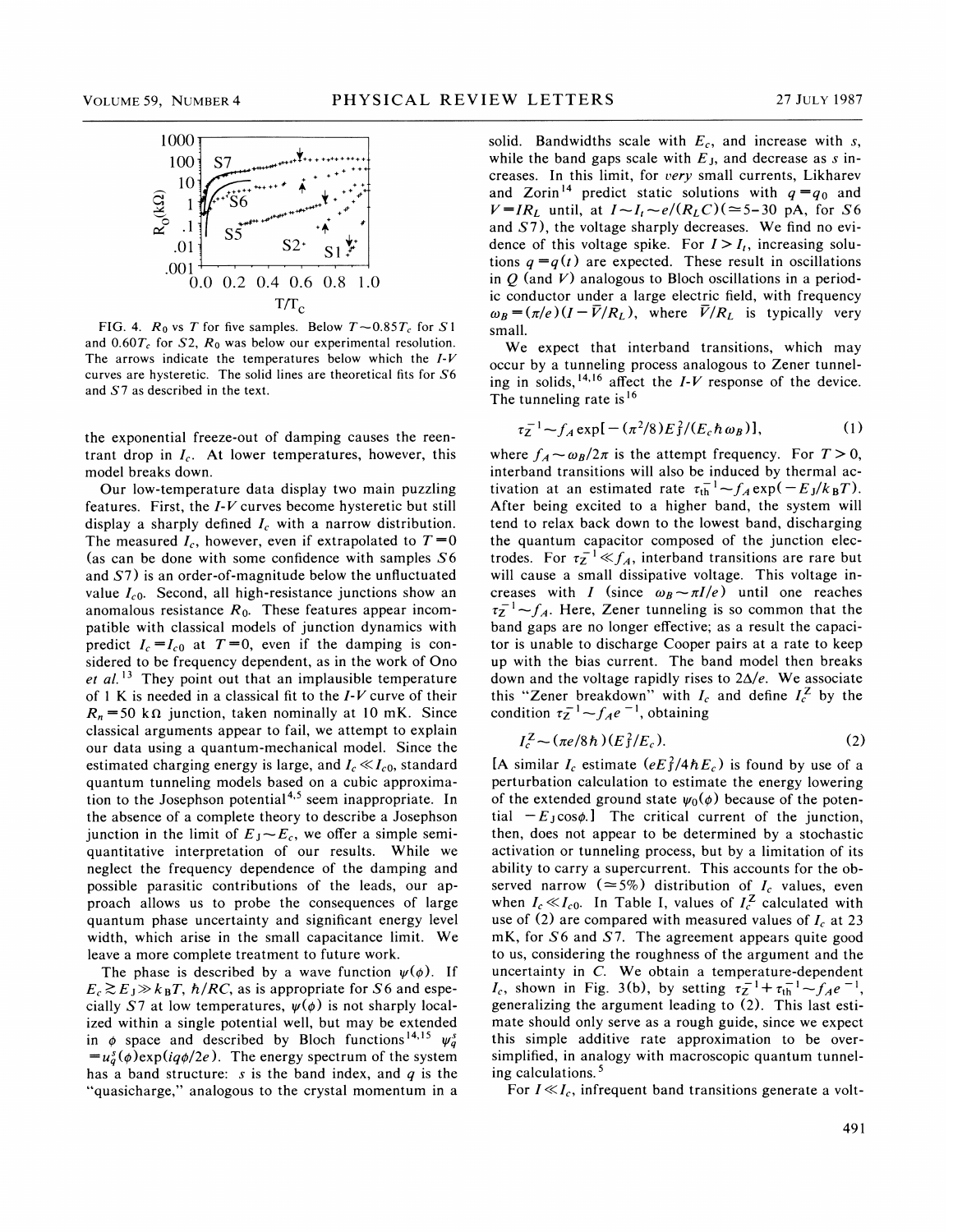FIG. 4. $R_0$ vs $T$ for five samples. Below $T \sim 0.85 T_c$ for $S1$ and $0.60 T_c$ for $S2$, $R_0$ was below our experimental resolution. The arrows indicate the temperatures below which the $I$-$V$ curves are hysteretic. The solid lines are theoretical fits for $S6$ and $S7$ as described in the text.

the exponential freeze-out of damping causes the reentrant drop in $I_c$. At lower temperatures, however, this model breaks down.

Our low-temperature data display two main puzzling features. First, the $I$-$V$ curves become hysteretic but still display a sharply defined $I_c$ with a narrow distribution. The measured $I_c$, however, even if extrapolated to $T=0$ (as can be done with some confidence with samples $S6$ and $S7$) is an order-of-magnitude below the unfluctuated value $I_{c0}$. Second, all high-resistance junctions show an anomalous resistance $R_0$. These features appear incompatible with classical models of junction dynamics with predict $I_c = I_{c0}$ at $T=0$, even if the damping is considered to be frequency dependent, as in the work of Ono *et al.*[13] They point out that an implausible temperature of 1 K is needed in a classical fit to the $I$-$V$ curve of their $R_n = 50$ k$\Omega$ junction, taken nominally at 10 mK. Since classical arguments appear to fail, we attempt to explain our data using a quantum-mechanical model. Since the estimated charging energy is large, and $I_c \ll I_{c0}$, standard quantum tunneling models based on a cubic approximation to the Josephson potential[4,5] seem inappropriate. In the absence of a complete theory to describe a Josephson junction in the limit of $E_J \sim E_c$, we offer a simple semiquantitative interpretation of our results. While we neglect the frequency dependence of the damping and possible parasitic contributions of the leads, our approach allows us to probe the consequences of large quantum phase uncertainty and significant energy level width, which arise in the small capacitance limit. We leave a more complete treatment to future work.

The phase is described by a wave function $\psi(\phi)$. If $E_c \gtrsim E_J \gg k_B T, \hbar/RC$, as is appropriate for $S6$ and especially $S7$ at low temperatures, $\psi(\phi)$ is not sharply localized within a single potential well, but may be extended in $\phi$ space and described by Bloch functions[14,15] $\psi_q^s = u_q^s(\phi)\exp(iq\phi/2e)$. The energy spectrum of the system has a band structure: $s$ is the band index, and $q$ is the "quasicharge," analogous to the crystal momentum in a solid. Bandwidths scale with $E_c$, and increase with $s$, while the band gaps scale with $E_J$, and decrease as $s$ increases. In this limit, for *very* small currents, Likharev and Zorin[14] predict static solutions with $q = q_0$ and $V = IR_L$ until, at $I \sim I_t \sim e/(R_L C)$ ($\simeq 5$–$30$ pA, for $S6$ and $S7$), the voltage sharply decreases. We find no evidence of this voltage spike. For $I > I_t$, increasing solutions $q = q(t)$ are expected. These result in oscillations in $Q$ (and $V$) analogous to Bloch oscillations in a periodic conductor under a large electric field, with frequency $\omega_B = (\pi/e)(I - \bar{V}/R_L)$, where $\bar{V}/R_L$ is typically very small.

We expect that interband transitions, which may occur by a tunneling process analogous to Zener tunneling in solids,[14,16] affect the $I$-$V$ response of the device. The tunneling rate is[16]

$$\tau_Z^{-1} \sim f_A \exp[-(\pi^2/8)E_J^2/(E_c \hbar\omega_B)], \tag{1}$$

where $f_A \sim \omega_B/2\pi$ is the attempt frequency. For $T > 0$, interband transitions will also be induced by thermal activation at an estimated rate $\tau_{\text{th}}^{-1} \sim f_A \exp(-E_J/k_B T)$. After being excited to a higher band, the system will tend to relax back down to the lowest band, discharging the quantum capacitor composed of the junction electrodes. For $\tau_Z^{-1} \ll f_A$, interband transitions are rare but will cause a small dissipative voltage. This voltage increases with $I$ (since $\omega_B \sim \pi I/e$) until one reaches $\tau_Z^{-1} \sim f_A$. Here, Zener tunneling is so common that the band gaps are no longer effective; as a result the capacitor is unable to discharge Cooper pairs at a rate to keep up with the bias current. The band model then breaks down and the voltage rapidly rises to $2\Delta/e$. We associate this "Zener breakdown" with $I_c$ and define $I_c^Z$ by the condition $\tau_Z^{-1} \sim f_A e^{-1}$, obtaining

$$I_c^Z \sim (\pi e/8\hbar)(E_J^2/E_c). \tag{2}$$

[A similar $I_c$ estimate $(eE_J^2/4\hbar E_c)$ is found by use of a perturbation calculation to estimate the energy lowering of the extended ground state $\psi_0(\phi)$ because of the potential $-E_J\cos\phi$.] The critical current of the junction, then, does not appear to be determined by a stochastic activation or tunneling process, but by a limitation of its ability to carry a supercurrent. This accounts for the observed narrow ($\simeq 5\%$) distribution of $I_c$ values, even when $I_c \ll I_{c0}$. In Table I, values of $I_c^Z$ calculated with use of (2) are compared with measured values of $I_c$ at 23 mK, for $S6$ and $S7$. The agreement appears quite good to us, considering the roughness of the argument and the uncertainty in $C$. We obtain a temperature-dependent $I_c$, shown in Fig. 3(b), by setting $\tau_Z^{-1} + \tau_{\text{th}}^{-1} \sim f_A e^{-1}$, generalizing the argument leading to (2). This last estimate should only serve as a rough guide, since we expect this simple additive rate approximation to be oversimplified, in analogy with macroscopic quantum tunneling calculations.[5]

For $I \ll I_c$, infrequent band transitions generate a volt-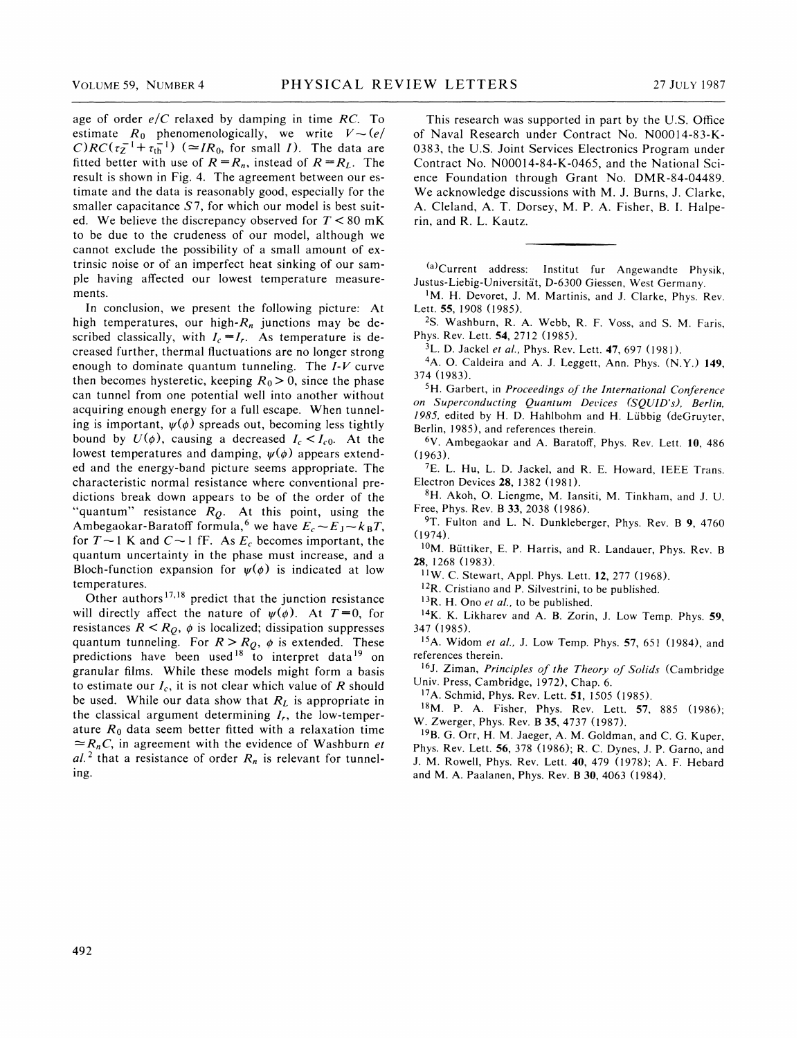age of order $e/C$ relaxed by damping in time $RC$. To estimate $R_0$ phenomenologically, we write $V \sim (e/C)RC(\tau_Z^{-1} + \tau_{th}^{-1})$ ($\simeq IR_0$, for small $I$). The data are fitted better with use of $R = R_n$, instead of $R = R_L$. The result is shown in Fig. 4. The agreement between our estimate and the data is reasonably good, especially for the smaller capacitance $S7$, for which our model is best suited. We believe the discrepancy observed for $T < 80$ mK to be due to the crudeness of our model, although we cannot exclude the possibility of a small amount of extrinsic noise or of an imperfect heat sinking of our sample having affected our lowest temperature measurements.

In conclusion, we present the following picture: At high temperatures, our high-$R_n$ junctions may be described classically, with $I_c = I_r$. As temperature is decreased further, thermal fluctuations are no longer strong enough to dominate quantum tunneling. The $I$-$V$ curve then becomes hysteretic, keeping $R_0 > 0$, since the phase can tunnel from one potential well into another without acquiring enough energy for a full escape. When tunneling is important, $\psi(\phi)$ spreads out, becoming less tightly bound by $U(\phi)$, causing a decreased $I_c < I_{c0}$. At the lowest temperatures and damping, $\psi(\phi)$ appears extended and the energy-band picture seems appropriate. The characteristic normal resistance where conventional predictions break down appears to be of the order of the "quantum" resistance $R_Q$. At this point, using the Ambegaokar-Baratoff formula,[6] we have $E_c \sim E_J \sim k_B T$, for $T \sim 1$ K and $C \sim 1$ fF. As $E_c$ becomes important, the quantum uncertainty in the phase must increase, and a Bloch-function expansion for $\psi(\phi)$ is indicated at low temperatures.

Other authors[17,18] predict that the junction resistance will directly affect the nature of $\psi(\phi)$. At $T = 0$, for resistances $R < R_Q$, $\phi$ is localized; dissipation suppresses quantum tunneling. For $R > R_Q$, $\phi$ is extended. These predictions have been used[18] to interpret data[19] on granular films. While these models might form a basis to estimate our $I_c$, it is not clear which value of $R$ should be used. While our data show that $R_L$ is appropriate in the classical argument determining $I_r$, the low-temperature $R_0$ data seem better fitted with a relaxation time $\simeq R_n C$, in agreement with the evidence of Washburn *et al.*[2] that a resistance of order $R_n$ is relevant for tunneling.

This research was supported in part by the U.S. Office of Naval Research under Contract No. N00014-83-K-0383, the U.S. Joint Services Electronics Program under Contract No. N00014-84-K-0465, and the National Science Foundation through Grant No. DMR-84-04489. We acknowledge discussions with M. J. Burns, J. Clarke, A. Cleland, A. T. Dorsey, M. P. A. Fisher, B. I. Halperin, and R. L. Kautz.

---

[a]Current address: Institut fur Angewandte Physik, Justus-Liebig-Universität, D-6300 Giessen, West Germany.

[1]M. H. Devoret, J. M. Martinis, and J. Clarke, Phys. Rev. Lett. **55**, 1908 (1985).

[2]S. Washburn, R. A. Webb, R. F. Voss, and S. M. Faris, Phys. Rev. Lett. **54**, 2712 (1985).

[3]L. D. Jackel *et al.*, Phys. Rev. Lett. **47**, 697 (1981).

[4]A. O. Caldeira and A. J. Leggett, Ann. Phys. (N.Y.) **149**, 374 (1983).

[5]H. Garbert, in *Proceedings of the International Conference on Superconducting Quantum Devices (SQUID's), Berlin, 1985*, edited by H. D. Hahlbohm and H. Lübbig (deGruyter, Berlin, 1985), and references therein.

[6]V. Ambegaokar and A. Baratoff, Phys. Rev. Lett. **10**, 486 (1963).

[7]E. L. Hu, L. D. Jackel, and R. E. Howard, IEEE Trans. Electron Devices **28**, 1382 (1981).

[8]H. Akoh, O. Liengme, M. Iansiti, M. Tinkham, and J. U. Free, Phys. Rev. B **33**, 2038 (1986).

[9]T. Fulton and L. N. Dunkleberger, Phys. Rev. B **9**, 4760 (1974).

[10]M. Büttiker, E. P. Harris, and R. Landauer, Phys. Rev. B **28**, 1268 (1983).

[11]W. C. Stewart, Appl. Phys. Lett. **12**, 277 (1968).

[12]R. Cristiano and P. Silvestrini, to be published.

[13]R. H. Ono *et al.*, to be published.

[14]K. K. Likharev and A. B. Zorin, J. Low Temp. Phys. **59**, 347 (1985).

[15]A. Widom *et al.*, J. Low Temp. Phys. **57**, 651 (1984), and references therein.

[16]J. Ziman, *Principles of the Theory of Solids* (Cambridge Univ. Press, Cambridge, 1972), Chap. 6.

[17]A. Schmid, Phys. Rev. Lett. **51**, 1505 (1985).

[18]M. P. A. Fisher, Phys. Rev. Lett. **57**, 885 (1986); W. Zwerger, Phys. Rev. B **35**, 4737 (1987).

[19]B. G. Orr, H. M. Jaeger, A. M. Goldman, and C. G. Kuper, Phys. Rev. Lett. **56**, 378 (1986); R. C. Dynes, J. P. Garno, and J. M. Rowell, Phys. Rev. Lett. **40**, 479 (1978); A. F. Hebard and M. A. Paalanen, Phys. Rev. B **30**, 4063 (1984).